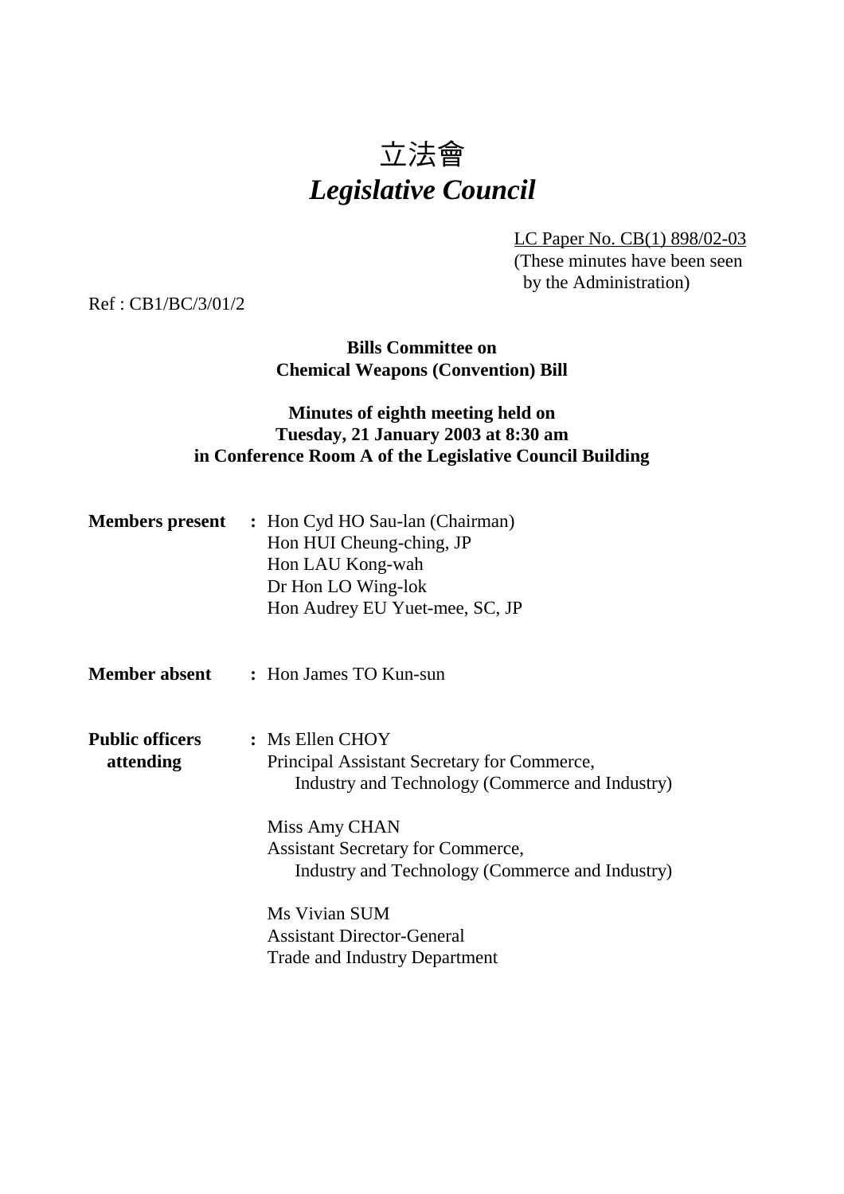# 立法會
# *Legislative Council*

LC Paper No. CB(1) 898/02-03
(These minutes have been seen by the Administration)

Ref : CB1/BC/3/01/2

**Bills Committee on**
**Chemical Weapons (Convention) Bill**

**Minutes of eighth meeting held on**
**Tuesday, 21 January 2003 at 8:30 am**
**in Conference Room A of the Legislative Council Building**

**Members present** : Hon Cyd HO Sau-lan (Chairman)
Hon HUI Cheung-ching, JP
Hon LAU Kong-wah
Dr Hon LO Wing-lok
Hon Audrey EU Yuet-mee, SC, JP

**Member absent** : Hon James TO Kun-sun

**Public officers attending** : Ms Ellen CHOY
Principal Assistant Secretary for Commerce, Industry and Technology (Commerce and Industry)

Miss Amy CHAN
Assistant Secretary for Commerce, Industry and Technology (Commerce and Industry)

Ms Vivian SUM
Assistant Director-General
Trade and Industry Department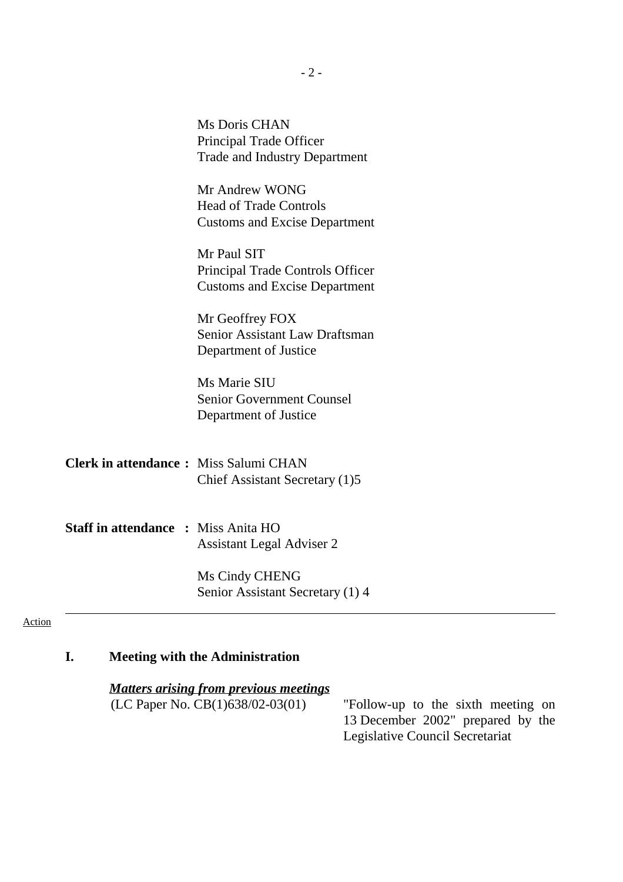Ms Doris CHAN
Principal Trade Officer
Trade and Industry Department

Mr Andrew WONG
Head of Trade Controls
Customs and Excise Department

Mr Paul SIT
Principal Trade Controls Officer
Customs and Excise Department

Mr Geoffrey FOX
Senior Assistant Law Draftsman
Department of Justice

Ms Marie SIU
Senior Government Counsel
Department of Justice

**Clerk in attendance :** Miss Salumi CHAN
Chief Assistant Secretary (1)5

**Staff in attendance :** Miss Anita HO
Assistant Legal Adviser 2

Ms Cindy CHENG
Senior Assistant Secretary (1) 4

---

Action

## I. Meeting with the Administration

***Matters arising from previous meetings***

(LC Paper No. CB(1)638/02-03(01) "Follow-up to the sixth meeting on 13 December 2002" prepared by the Legislative Council Secretariat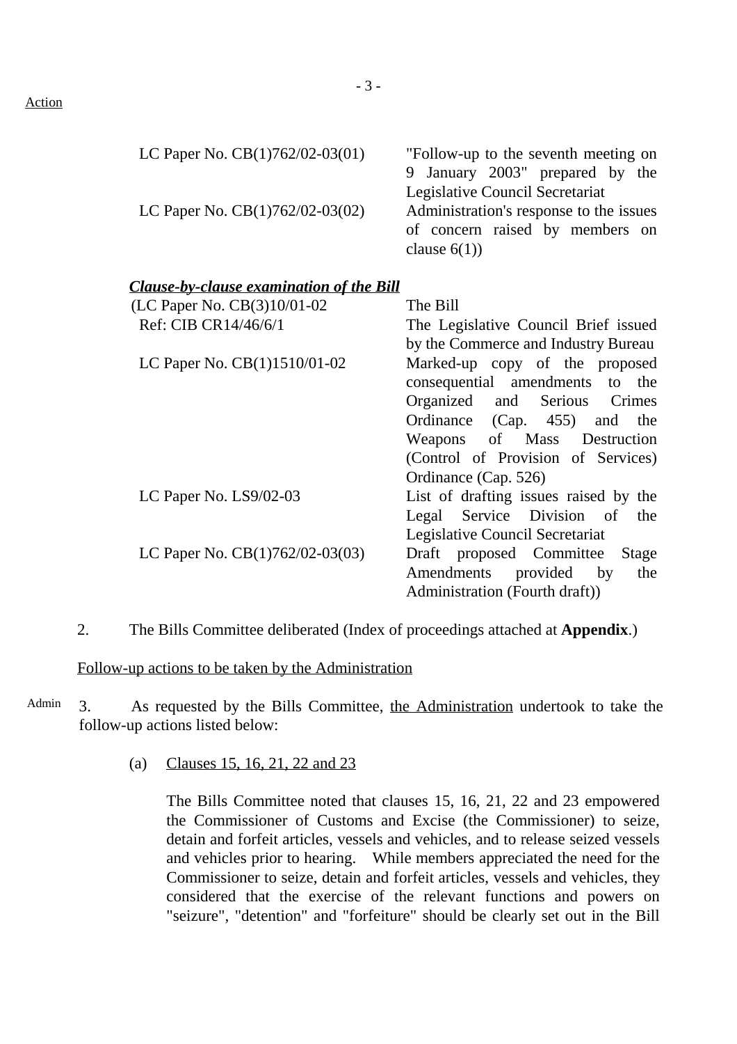Action

| | |
|---|---|
| LC Paper No. CB(1)762/02-03(01) | "Follow-up to the seventh meeting on 9 January 2003" prepared by the Legislative Council Secretariat |
| LC Paper No. CB(1)762/02-03(02) | Administration's response to the issues of concern raised by members on clause 6(1)) |

***Clause-by-clause examination of the Bill***

| | |
|---|---|
| (LC Paper No. CB(3)10/01-02 | The Bill |
| Ref: CIB CR14/46/6/1 | The Legislative Council Brief issued by the Commerce and Industry Bureau |
| LC Paper No. CB(1)1510/01-02 | Marked-up copy of the proposed consequential amendments to the Organized and Serious Crimes Ordinance (Cap. 455) and the Weapons of Mass Destruction (Control of Provision of Services) Ordinance (Cap. 526) |
| LC Paper No. LS9/02-03 | List of drafting issues raised by the Legal Service Division of the Legislative Council Secretariat |
| LC Paper No. CB(1)762/02-03(03) | Draft proposed Committee Stage Amendments provided by the Administration (Fourth draft)) |

2. The Bills Committee deliberated (Index of proceedings attached at **Appendix**.)

Follow-up actions to be taken by the Administration

Admin

3. As requested by the Bills Committee, the Administration undertook to take the follow-up actions listed below:

(a) Clauses 15, 16, 21, 22 and 23

The Bills Committee noted that clauses 15, 16, 21, 22 and 23 empowered the Commissioner of Customs and Excise (the Commissioner) to seize, detain and forfeit articles, vessels and vehicles, and to release seized vessels and vehicles prior to hearing. While members appreciated the need for the Commissioner to seize, detain and forfeit articles, vessels and vehicles, they considered that the exercise of the relevant functions and powers on "seizure", "detention" and "forfeiture" should be clearly set out in the Bill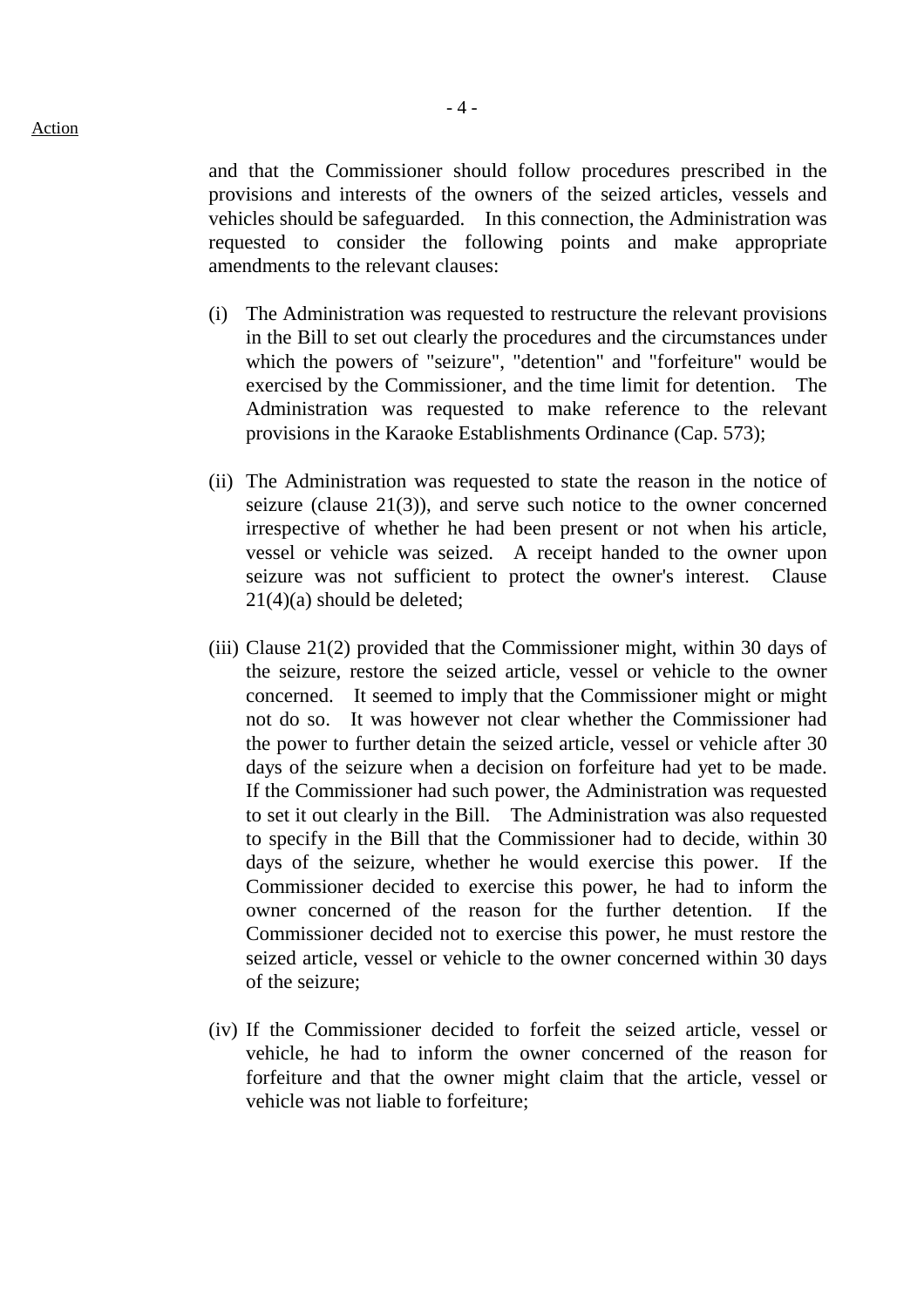and that the Commissioner should follow procedures prescribed in the provisions and interests of the owners of the seized articles, vessels and vehicles should be safeguarded. In this connection, the Administration was requested to consider the following points and make appropriate amendments to the relevant clauses:

(i) The Administration was requested to restructure the relevant provisions in the Bill to set out clearly the procedures and the circumstances under which the powers of "seizure", "detention" and "forfeiture" would be exercised by the Commissioner, and the time limit for detention. The Administration was requested to make reference to the relevant provisions in the Karaoke Establishments Ordinance (Cap. 573);

(ii) The Administration was requested to state the reason in the notice of seizure (clause 21(3)), and serve such notice to the owner concerned irrespective of whether he had been present or not when his article, vessel or vehicle was seized. A receipt handed to the owner upon seizure was not sufficient to protect the owner's interest. Clause 21(4)(a) should be deleted;

(iii) Clause 21(2) provided that the Commissioner might, within 30 days of the seizure, restore the seized article, vessel or vehicle to the owner concerned. It seemed to imply that the Commissioner might or might not do so. It was however not clear whether the Commissioner had the power to further detain the seized article, vessel or vehicle after 30 days of the seizure when a decision on forfeiture had yet to be made. If the Commissioner had such power, the Administration was requested to set it out clearly in the Bill. The Administration was also requested to specify in the Bill that the Commissioner had to decide, within 30 days of the seizure, whether he would exercise this power. If the Commissioner decided to exercise this power, he had to inform the owner concerned of the reason for the further detention. If the Commissioner decided not to exercise this power, he must restore the seized article, vessel or vehicle to the owner concerned within 30 days of the seizure;

(iv) If the Commissioner decided to forfeit the seized article, vessel or vehicle, he had to inform the owner concerned of the reason for forfeiture and that the owner might claim that the article, vessel or vehicle was not liable to forfeiture;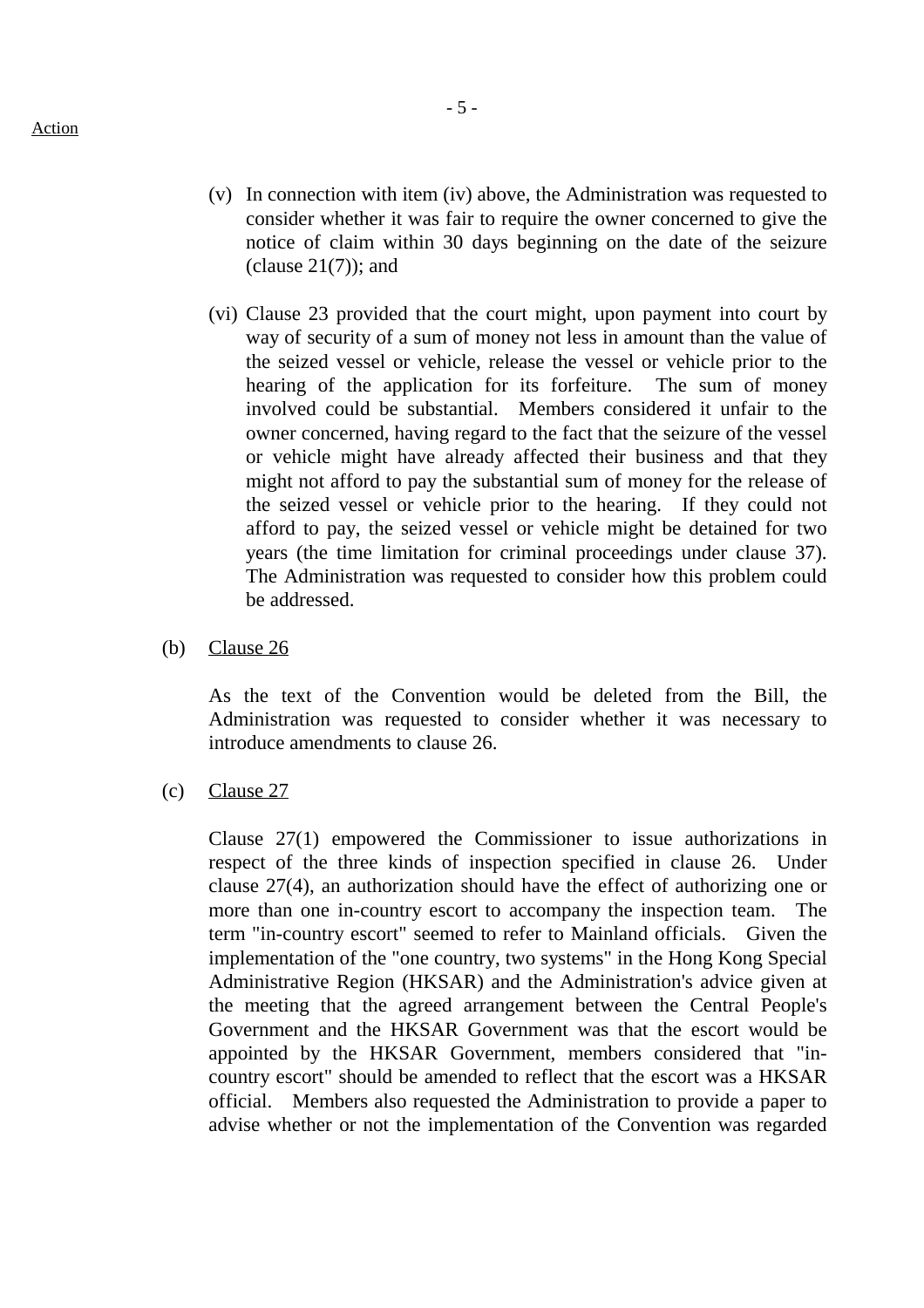(v) In connection with item (iv) above, the Administration was requested to consider whether it was fair to require the owner concerned to give the notice of claim within 30 days beginning on the date of the seizure (clause 21(7)); and

(vi) Clause 23 provided that the court might, upon payment into court by way of security of a sum of money not less in amount than the value of the seized vessel or vehicle, release the vessel or vehicle prior to the hearing of the application for its forfeiture. The sum of money involved could be substantial. Members considered it unfair to the owner concerned, having regard to the fact that the seizure of the vessel or vehicle might have already affected their business and that they might not afford to pay the substantial sum of money for the release of the seized vessel or vehicle prior to the hearing. If they could not afford to pay, the seized vessel or vehicle might be detained for two years (the time limitation for criminal proceedings under clause 37). The Administration was requested to consider how this problem could be addressed.

(b) Clause 26

As the text of the Convention would be deleted from the Bill, the Administration was requested to consider whether it was necessary to introduce amendments to clause 26.

(c) Clause 27

Clause 27(1) empowered the Commissioner to issue authorizations in respect of the three kinds of inspection specified in clause 26. Under clause 27(4), an authorization should have the effect of authorizing one or more than one in-country escort to accompany the inspection team. The term "in-country escort" seemed to refer to Mainland officials. Given the implementation of the "one country, two systems" in the Hong Kong Special Administrative Region (HKSAR) and the Administration's advice given at the meeting that the agreed arrangement between the Central People's Government and the HKSAR Government was that the escort would be appointed by the HKSAR Government, members considered that "in-country escort" should be amended to reflect that the escort was a HKSAR official. Members also requested the Administration to provide a paper to advise whether or not the implementation of the Convention was regarded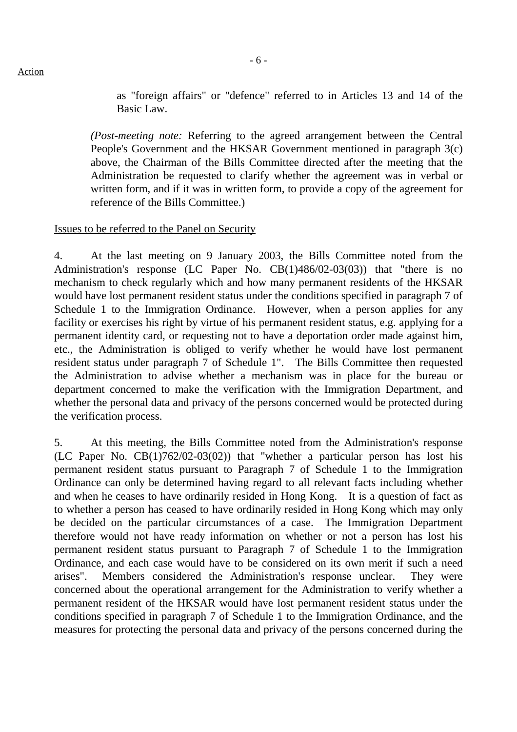Action

as "foreign affairs" or "defence" referred to in Articles 13 and 14 of the Basic Law.

*(Post-meeting note:* Referring to the agreed arrangement between the Central People's Government and the HKSAR Government mentioned in paragraph 3(c) above, the Chairman of the Bills Committee directed after the meeting that the Administration be requested to clarify whether the agreement was in verbal or written form, and if it was in written form, to provide a copy of the agreement for reference of the Bills Committee.)

Issues to be referred to the Panel on Security

4. At the last meeting on 9 January 2003, the Bills Committee noted from the Administration's response (LC Paper No. CB(1)486/02-03(03)) that "there is no mechanism to check regularly which and how many permanent residents of the HKSAR would have lost permanent resident status under the conditions specified in paragraph 7 of Schedule 1 to the Immigration Ordinance. However, when a person applies for any facility or exercises his right by virtue of his permanent resident status, e.g. applying for a permanent identity card, or requesting not to have a deportation order made against him, etc., the Administration is obliged to verify whether he would have lost permanent resident status under paragraph 7 of Schedule 1". The Bills Committee then requested the Administration to advise whether a mechanism was in place for the bureau or department concerned to make the verification with the Immigration Department, and whether the personal data and privacy of the persons concerned would be protected during the verification process.

5. At this meeting, the Bills Committee noted from the Administration's response (LC Paper No. CB(1)762/02-03(02)) that "whether a particular person has lost his permanent resident status pursuant to Paragraph 7 of Schedule 1 to the Immigration Ordinance can only be determined having regard to all relevant facts including whether and when he ceases to have ordinarily resided in Hong Kong. It is a question of fact as to whether a person has ceased to have ordinarily resided in Hong Kong which may only be decided on the particular circumstances of a case. The Immigration Department therefore would not have ready information on whether or not a person has lost his permanent resident status pursuant to Paragraph 7 of Schedule 1 to the Immigration Ordinance, and each case would have to be considered on its own merit if such a need arises". Members considered the Administration's response unclear. They were concerned about the operational arrangement for the Administration to verify whether a permanent resident of the HKSAR would have lost permanent resident status under the conditions specified in paragraph 7 of Schedule 1 to the Immigration Ordinance, and the measures for protecting the personal data and privacy of the persons concerned during the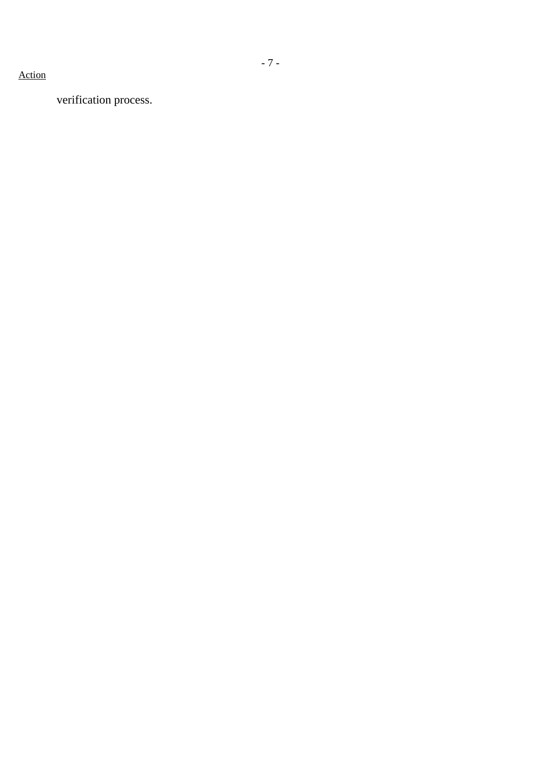Action

verification process.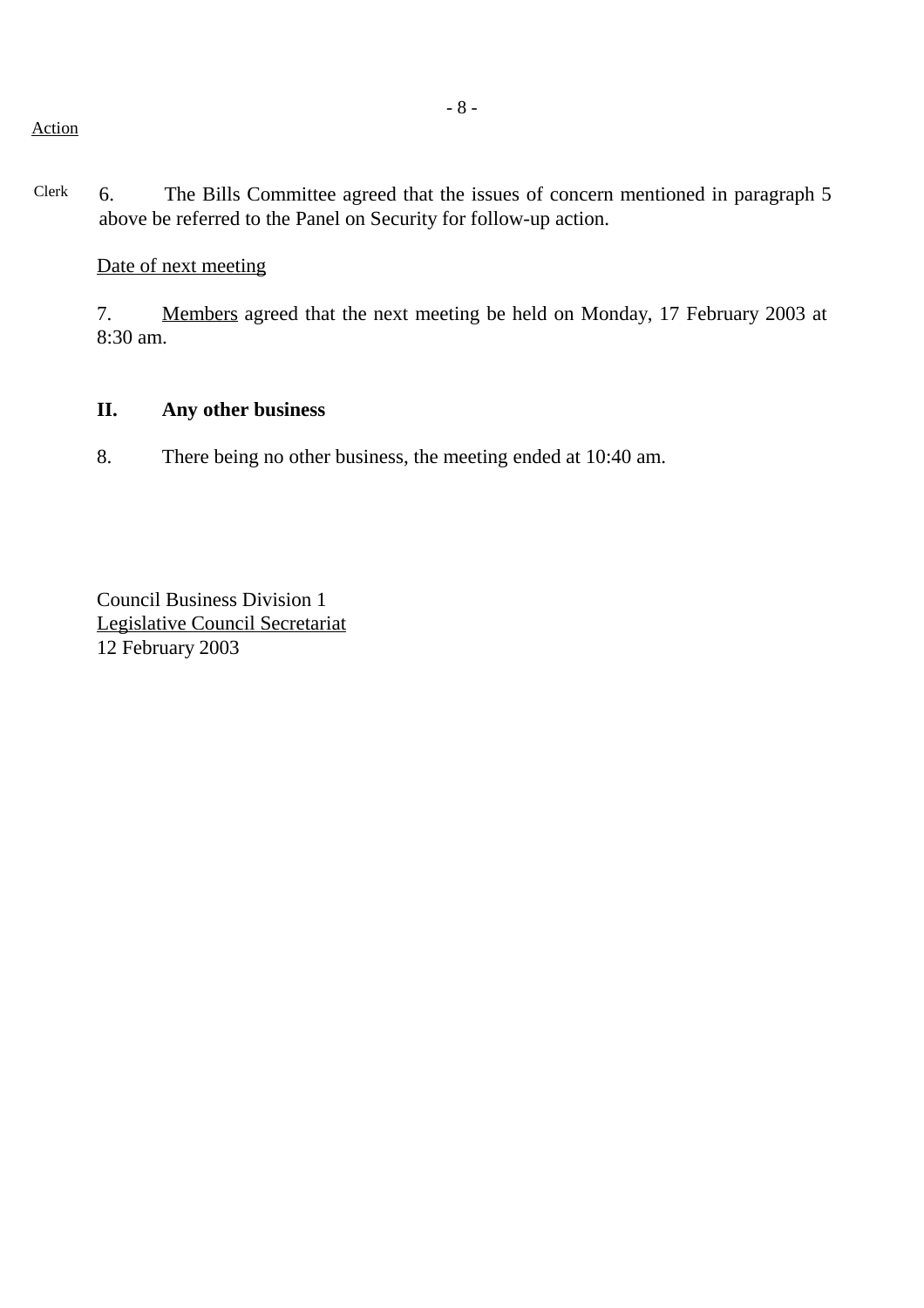Action

Clerk 6. The Bills Committee agreed that the issues of concern mentioned in paragraph 5 above be referred to the Panel on Security for follow-up action.

Date of next meeting

7. Members agreed that the next meeting be held on Monday, 17 February 2003 at 8:30 am.

**II. Any other business**

8. There being no other business, the meeting ended at 10:40 am.

Council Business Division 1
Legislative Council Secretariat
12 February 2003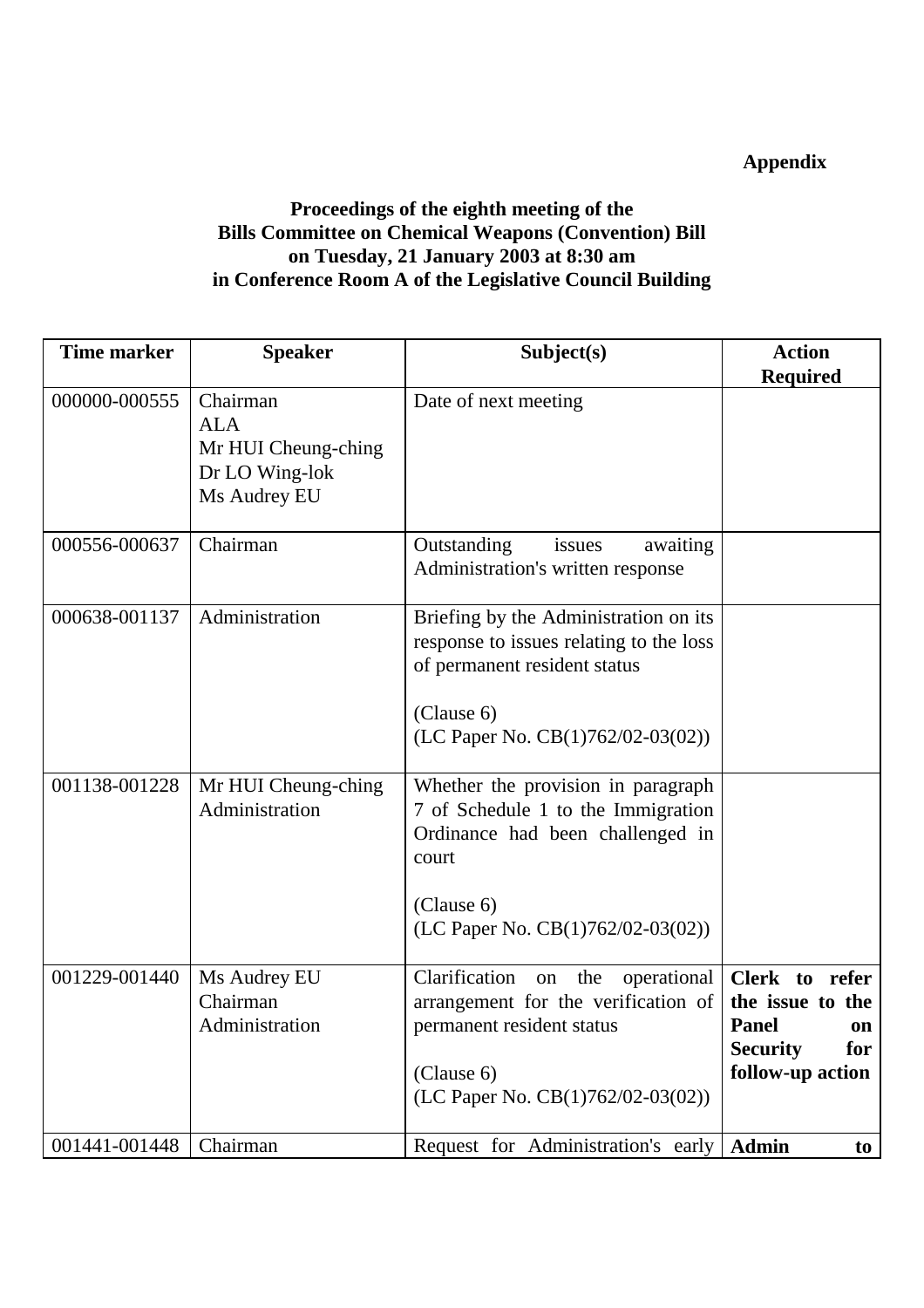**Appendix**

**Proceedings of the eighth meeting of the Bills Committee on Chemical Weapons (Convention) Bill on Tuesday, 21 January 2003 at 8:30 am in Conference Room A of the Legislative Council Building**

| Time marker | Speaker | Subject(s) | Action Required |
|---|---|---|---|
| 000000-000555 | Chairman<br>ALA<br>Mr HUI Cheung-ching<br>Dr LO Wing-lok<br>Ms Audrey EU | Date of next meeting | |
| 000556-000637 | Chairman | Outstanding issues awaiting Administration's written response | |
| 000638-001137 | Administration | Briefing by the Administration on its response to issues relating to the loss of permanent resident status<br><br>(Clause 6)<br>(LC Paper No. CB(1)762/02-03(02)) | |
| 001138-001228 | Mr HUI Cheung-ching<br>Administration | Whether the provision in paragraph 7 of Schedule 1 to the Immigration Ordinance had been challenged in court<br><br>(Clause 6)<br>(LC Paper No. CB(1)762/02-03(02)) | |
| 001229-001440 | Ms Audrey EU<br>Chairman<br>Administration | Clarification on the operational arrangement for the verification of permanent resident status<br><br>(Clause 6)<br>(LC Paper No. CB(1)762/02-03(02)) | **Clerk to refer the issue to the Panel on Security for follow-up action** |
| 001441-001448 | Chairman | Request for Administration's early | **Admin to** |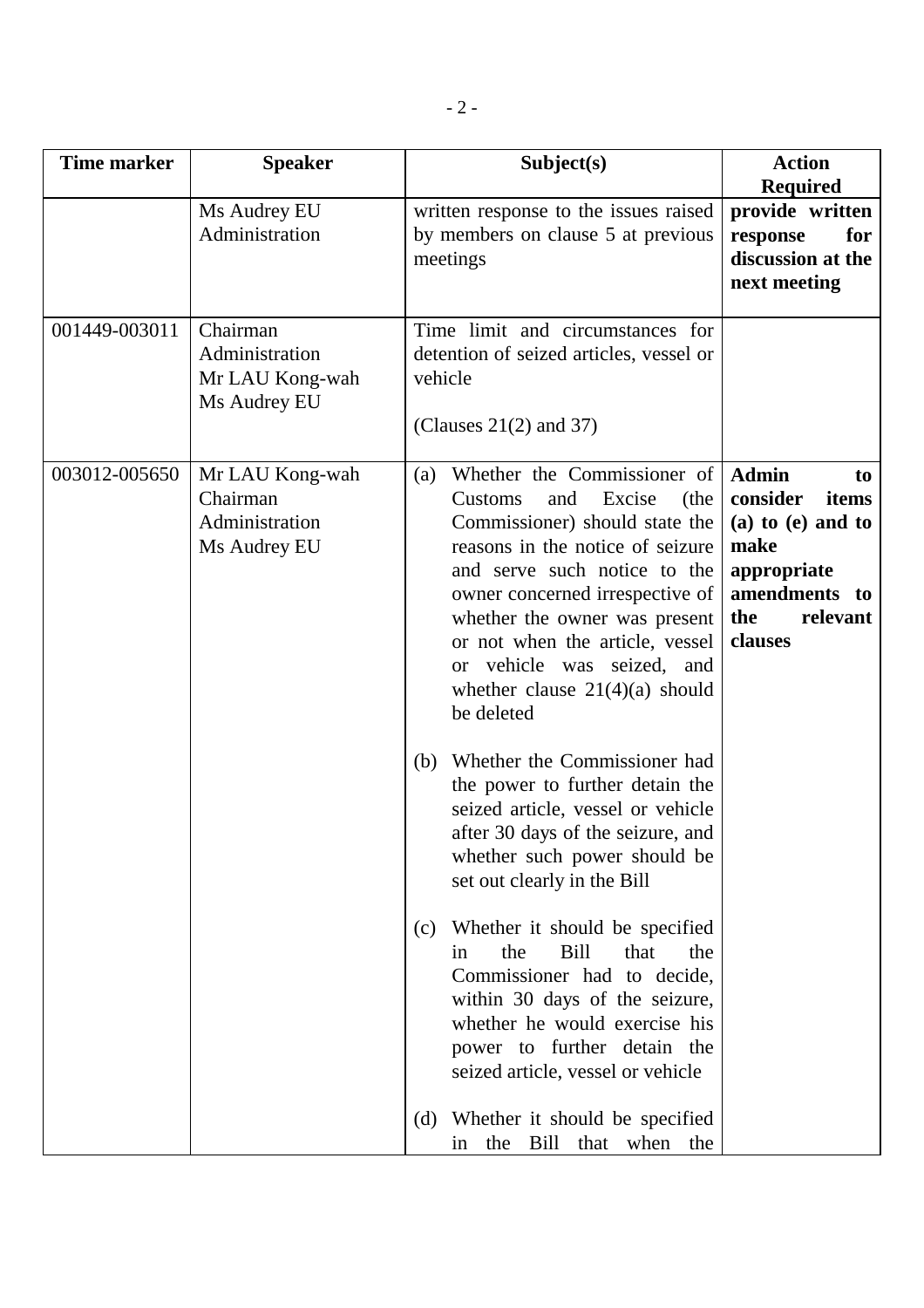| Time marker | Speaker | Subject(s) | Action Required |
|---|---|---|---|
| | Ms Audrey EU<br>Administration | written response to the issues raised by members on clause 5 at previous meetings | **provide written response for discussion at the next meeting** |
| 001449-003011 | Chairman<br>Administration<br>Mr LAU Kong-wah<br>Ms Audrey EU | Time limit and circumstances for detention of seized articles, vessel or vehicle<br><br>(Clauses 21(2) and 37) | |
| 003012-005650 | Mr LAU Kong-wah<br>Chairman<br>Administration<br>Ms Audrey EU | (a) Whether the Commissioner of Customs and Excise (the Commissioner) should state the reasons in the notice of seizure and serve such notice to the owner concerned irrespective of whether the owner was present or not when the article, vessel or vehicle was seized, and whether clause 21(4)(a) should be deleted<br><br>(b) Whether the Commissioner had the power to further detain the seized article, vessel or vehicle after 30 days of the seizure, and whether such power should be set out clearly in the Bill<br><br>(c) Whether it should be specified in the Bill that the Commissioner had to decide, within 30 days of the seizure, whether he would exercise his power to further detain the seized article, vessel or vehicle<br><br>(d) Whether it should be specified in the Bill that when the | **Admin to consider items (a) to (e) and to make appropriate amendments to the relevant clauses** |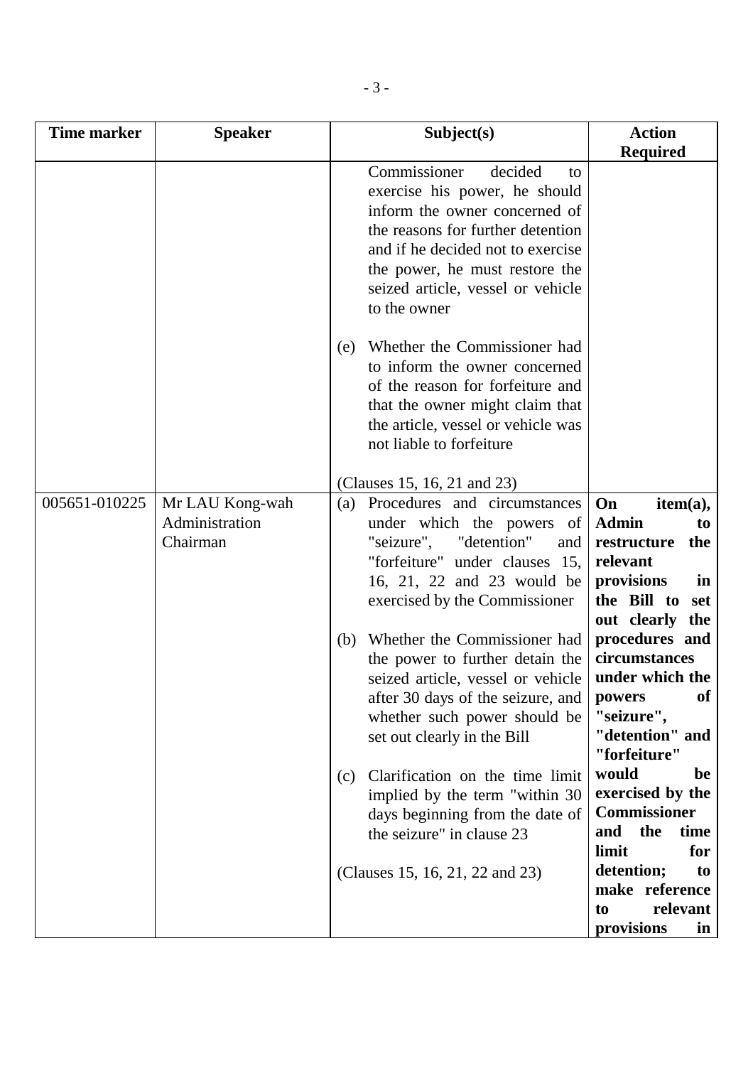| Time marker | Speaker | Subject(s) | Action Required |
|---|---|---|---|
| | | Commissioner decided to exercise his power, he should inform the owner concerned of the reasons for further detention and if he decided not to exercise the power, he must restore the seized article, vessel or vehicle to the owner<br><br>(e) Whether the Commissioner had to inform the owner concerned of the reason for forfeiture and that the owner might claim that the article, vessel or vehicle was not liable to forfeiture<br><br>(Clauses 15, 16, 21 and 23) | |
| 005651-010225 | Mr LAU Kong-wah<br>Administration<br>Chairman | (a) Procedures and circumstances under which the powers of "seizure", "detention" and "forfeiture" under clauses 15, 16, 21, 22 and 23 would be exercised by the Commissioner<br><br>(b) Whether the Commissioner had the power to further detain the seized article, vessel or vehicle after 30 days of the seizure, and whether such power should be set out clearly in the Bill<br><br>(c) Clarification on the time limit implied by the term "within 30 days beginning from the date of the seizure" in clause 23<br><br>(Clauses 15, 16, 21, 22 and 23) | **On item(a), Admin to restructure the relevant provisions in the Bill to set out clearly the procedures and circumstances under which the powers of "seizure", "detention" and "forfeiture" would be exercised by the Commissioner and the time limit for detention; to make reference to relevant provisions in** |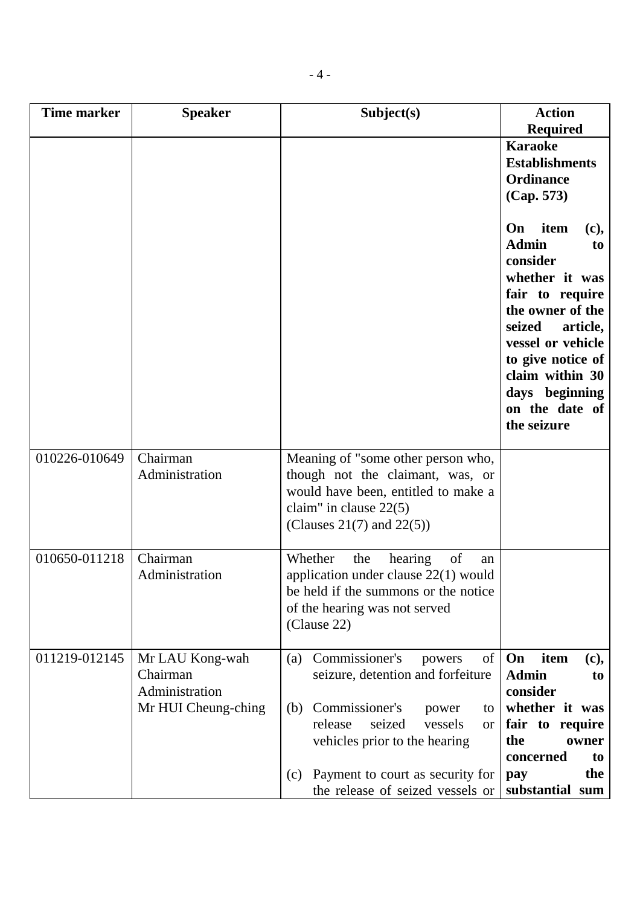| Time marker | Speaker | Subject(s) | Action Required |
|---|---|---|---|
| | | | **Karaoke Establishments Ordinance (Cap. 573)** <br><br> **On item (c), Admin to consider whether it was fair to require the owner of the seized article, vessel or vehicle to give notice of claim within 30 days beginning on the date of the seizure** |
| 010226-010649 | Chairman <br> Administration | Meaning of "some other person who, though not the claimant, was, or would have been, entitled to make a claim" in clause 22(5) <br> (Clauses 21(7) and 22(5)) | |
| 010650-011218 | Chairman <br> Administration | Whether the hearing of an application under clause 22(1) would be held if the summons or the notice of the hearing was not served <br> (Clause 22) | |
| 011219-012145 | Mr LAU Kong-wah <br> Chairman <br> Administration <br> Mr HUI Cheung-ching | (a) Commissioner's powers of seizure, detention and forfeiture <br><br> (b) Commissioner's power to release seized vessels or vehicles prior to the hearing <br><br> (c) Payment to court as security for the release of seized vessels or | **On item (c), Admin to consider whether it was fair to require the owner concerned to pay the substantial sum** |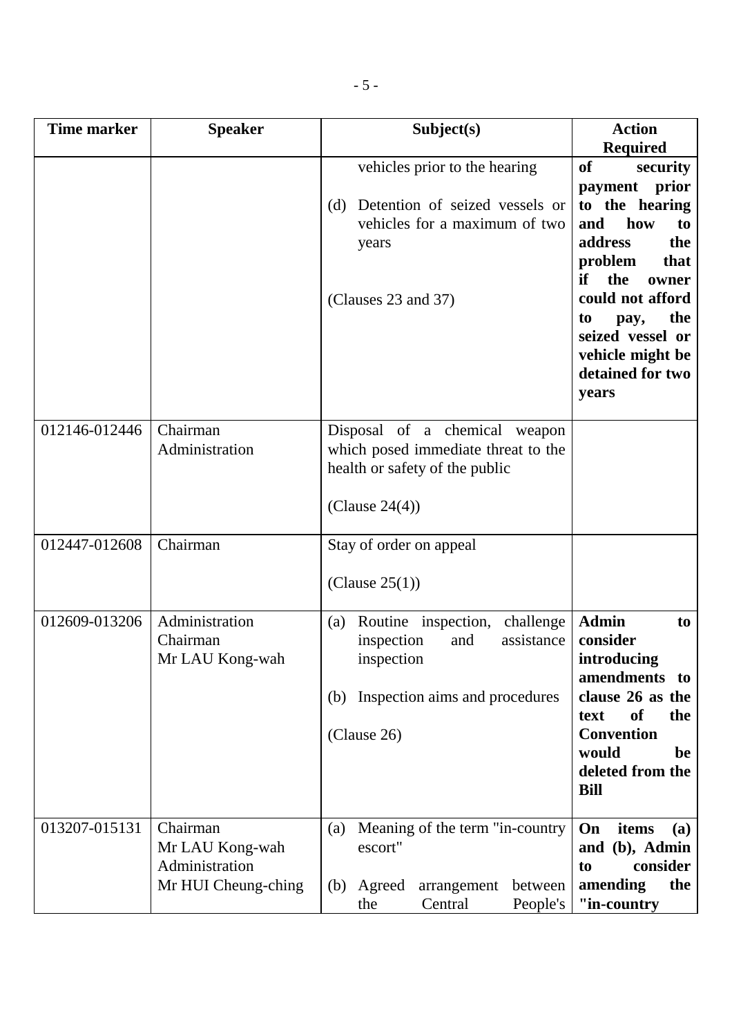| Time marker | Speaker | Subject(s) | Action Required |
|---|---|---|---|
| | | vehicles prior to the hearing<br><br>(d) Detention of seized vessels or vehicles for a maximum of two years<br><br>(Clauses 23 and 37) | **of security payment prior to the hearing and how to address the problem that if the owner could not afford to pay, the seized vessel or vehicle might be detained for two years** |
| 012146-012446 | Chairman<br>Administration | Disposal of a chemical weapon which posed immediate threat to the health or safety of the public<br><br>(Clause 24(4)) | |
| 012447-012608 | Chairman | Stay of order on appeal<br><br>(Clause 25(1)) | |
| 012609-013206 | Administration<br>Chairman<br>Mr LAU Kong-wah | (a) Routine inspection, challenge inspection and assistance inspection<br><br>(b) Inspection aims and procedures<br><br>(Clause 26) | **Admin to consider introducing amendments to clause 26 as the text of the Convention would be deleted from the Bill** |
| 013207-015131 | Chairman<br>Mr LAU Kong-wah<br>Administration<br>Mr HUI Cheung-ching | (a) Meaning of the term "in-country escort"<br><br>(b) Agreed arrangement between the Central People's | **On items (a) and (b), Admin to consider amending the "in-country** |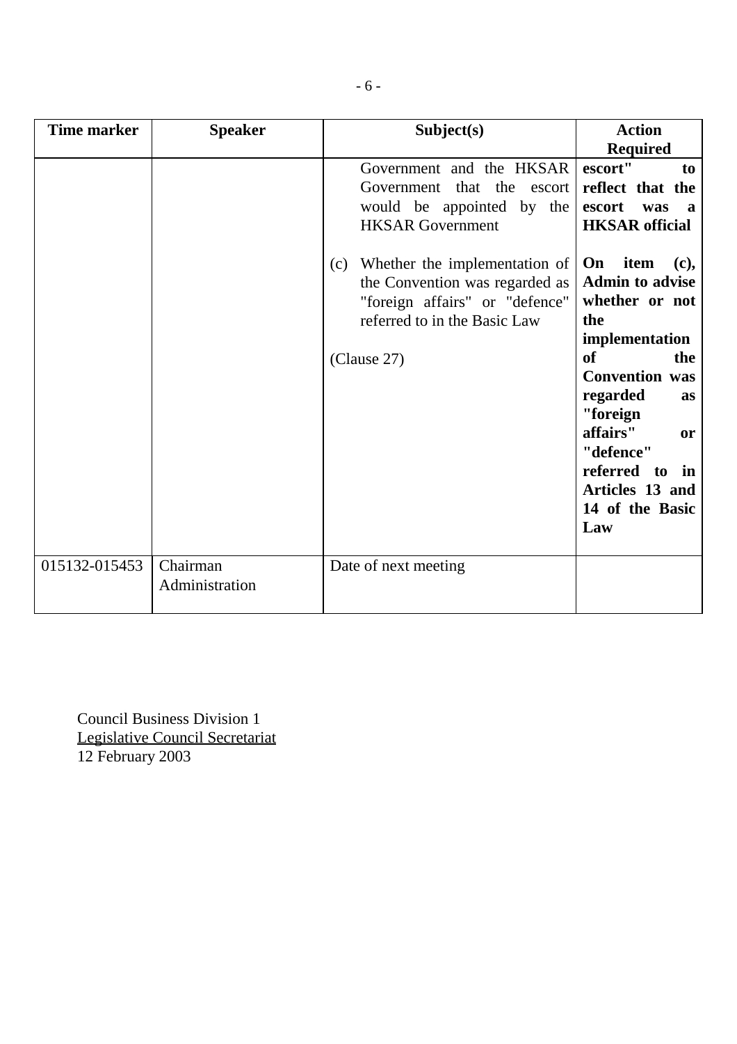| Time marker | Speaker | Subject(s) | Action Required |
|---|---|---|---|
| | | Government and the HKSAR Government that the escort would be appointed by the HKSAR Government<br><br>(c) Whether the implementation of the Convention was regarded as "foreign affairs" or "defence" referred to in the Basic Law<br><br>(Clause 27) | **escort" to reflect that the escort was a HKSAR official**<br><br>**On item (c), Admin to advise whether or not the implementation of the Convention was regarded as "foreign affairs" or "defence" referred to in Articles 13 and 14 of the Basic Law** |
| 015132-015453 | Chairman<br>Administration | Date of next meeting | |

Council Business Division 1
Legislative Council Secretariat
12 February 2003